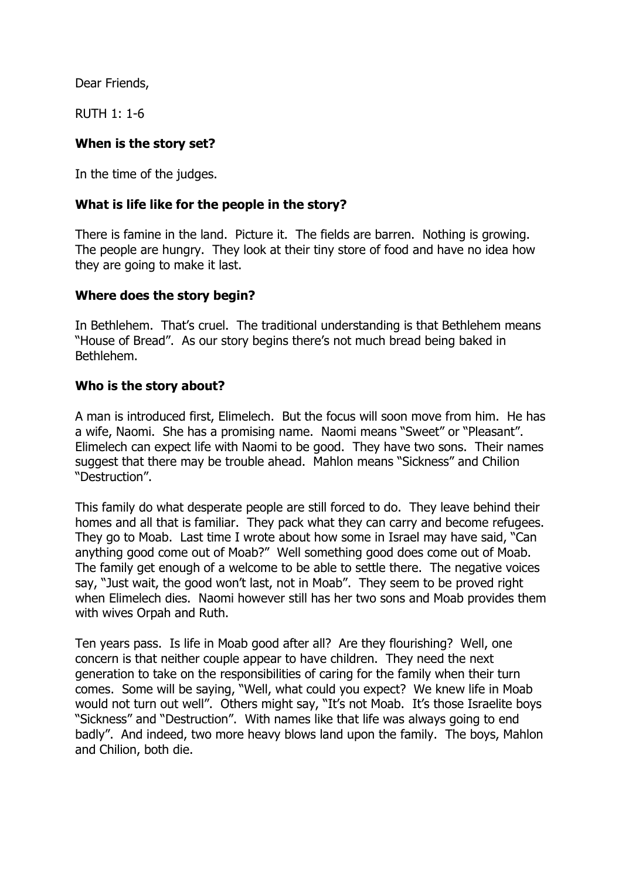Dear Friends,

RUTH 1: 1-6

**When is the story set?**

In the time of the judges.

**What is life like for the people in the story?**

There is famine in the land. Picture it. The fields are barren. Nothing is growing. The people are hungry. They look at their tiny store of food and have no idea how they are going to make it last.

**Where does the story begin?**

In Bethlehem. That's cruel. The traditional understanding is that Bethlehem means "House of Bread". As our story begins there's not much bread being baked in Bethlehem.

**Who is the story about?**

A man is introduced first, Elimelech. But the focus will soon move from him. He has a wife, Naomi. She has a promising name. Naomi means "Sweet" or "Pleasant". Elimelech can expect life with Naomi to be good. They have two sons. Their names suggest that there may be trouble ahead. Mahlon means "Sickness" and Chilion "Destruction".

This family do what desperate people are still forced to do. They leave behind their homes and all that is familiar. They pack what they can carry and become refugees. They go to Moab. Last time I wrote about how some in Israel may have said, "Can anything good come out of Moab?" Well something good does come out of Moab. The family get enough of a welcome to be able to settle there. The negative voices say, "Just wait, the good won't last, not in Moab". They seem to be proved right when Elimelech dies. Naomi however still has her two sons and Moab provides them with wives Orpah and Ruth.

Ten years pass. Is life in Moab good after all? Are they flourishing? Well, one concern is that neither couple appear to have children. They need the next generation to take on the responsibilities of caring for the family when their turn comes. Some will be saying, "Well, what could you expect? We knew life in Moab would not turn out well". Others might say, "It's not Moab. It's those Israelite boys "Sickness" and "Destruction". With names like that life was always going to end badly". And indeed, two more heavy blows land upon the family. The boys, Mahlon and Chilion, both die.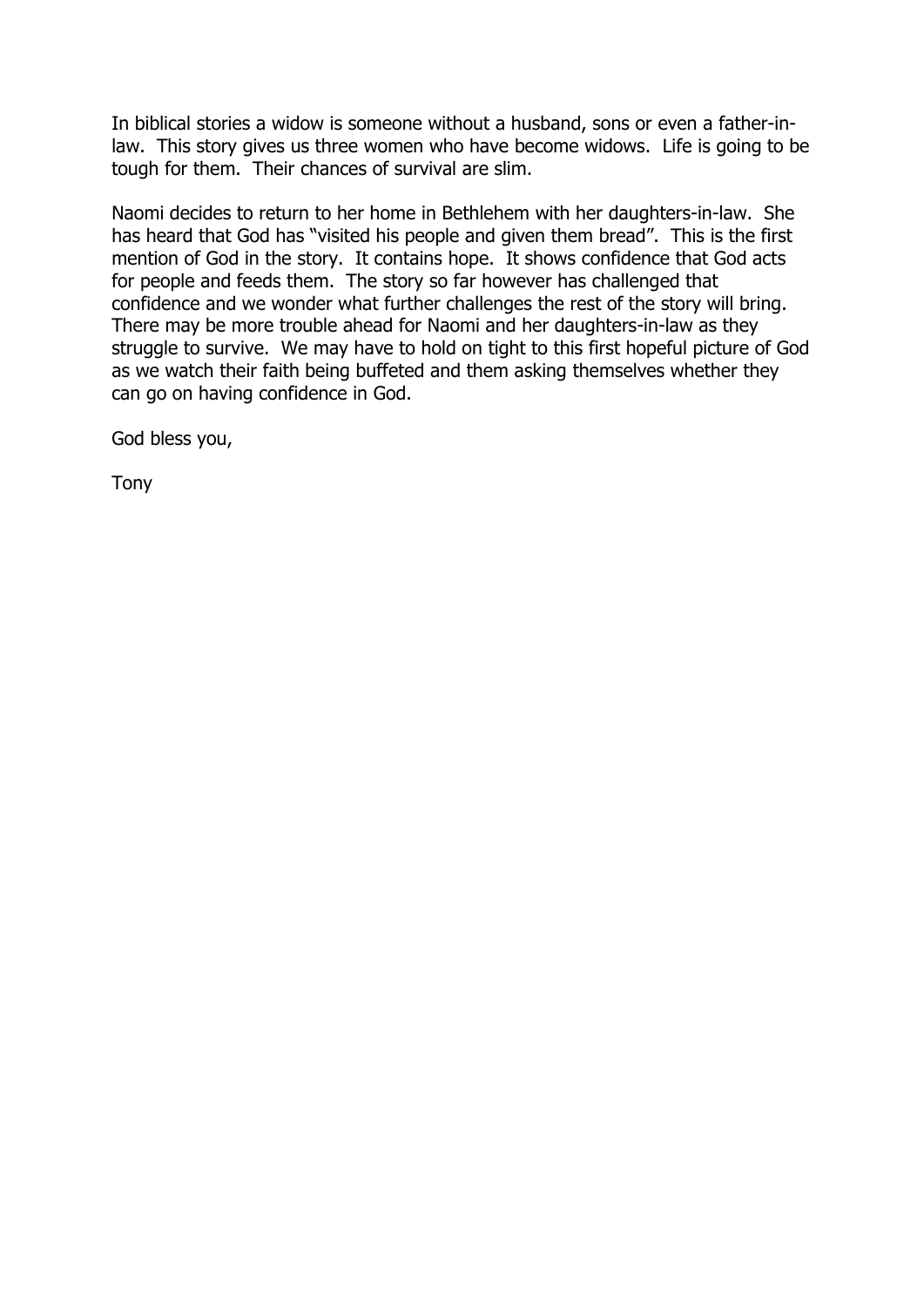In biblical stories a widow is someone without a husband, sons or even a father-in-law. This story gives us three women who have become widows. Life is going to be tough for them. Their chances of survival are slim.

Naomi decides to return to her home in Bethlehem with her daughters-in-law. She has heard that God has "visited his people and given them bread". This is the first mention of God in the story. It contains hope. It shows confidence that God acts for people and feeds them. The story so far however has challenged that confidence and we wonder what further challenges the rest of the story will bring. There may be more trouble ahead for Naomi and her daughters-in-law as they struggle to survive. We may have to hold on tight to this first hopeful picture of God as we watch their faith being buffeted and them asking themselves whether they can go on having confidence in God.

God bless you,

Tony